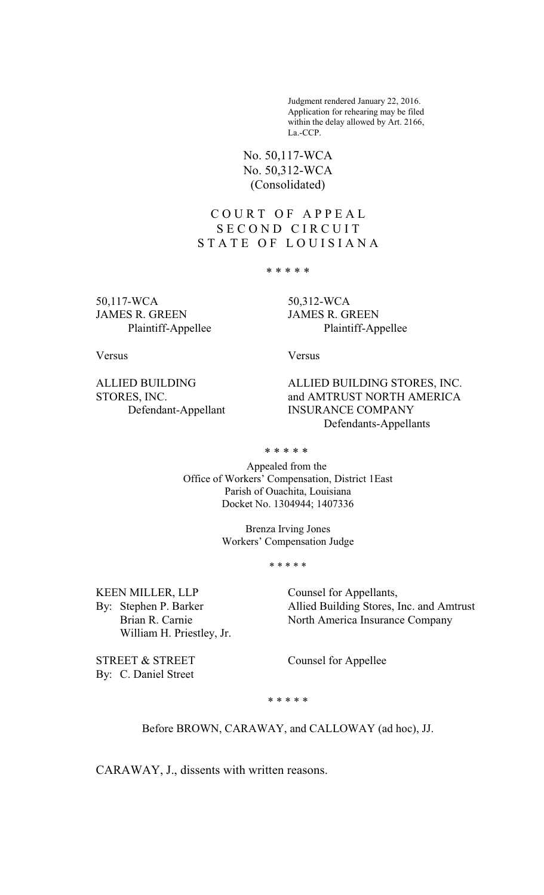Judgment rendered January 22, 2016.
Application for rehearing may be filed
within the delay allowed by Art. 2166,
La.-CCP.

No. 50,117-WCA
No. 50,312-WCA
(Consolidated)

COURT OF APPEAL
SECOND CIRCUIT
STATE OF LOUISIANA

\* \* \* \* \*

| 50,117-WCA | 50,312-WCA |
|---|---|
| JAMES R. GREEN<br>Plaintiff-Appellee | JAMES R. GREEN<br>Plaintiff-Appellee |
| Versus | Versus |
| ALLIED BUILDING STORES, INC.<br>Defendant-Appellant | ALLIED BUILDING STORES, INC. and AMTRUST NORTH AMERICA INSURANCE COMPANY<br>Defendants-Appellants |

\* \* \* \* \*

Appealed from the
Office of Workers' Compensation, District 1East
Parish of Ouachita, Louisiana
Docket No. 1304944; 1407336

Brenza Irving Jones
Workers' Compensation Judge

\* \* \* \* \*

KEEN MILLER, LLP
By: Stephen P. Barker
Brian R. Carnie
William H. Priestley, Jr.

Counsel for Appellants,
Allied Building Stores, Inc. and Amtrust North America Insurance Company

STREET & STREET
By: C. Daniel Street

Counsel for Appellee

\* \* \* \* \*

Before BROWN, CARAWAY, and CALLOWAY (ad hoc), JJ.

CARAWAY, J., dissents with written reasons.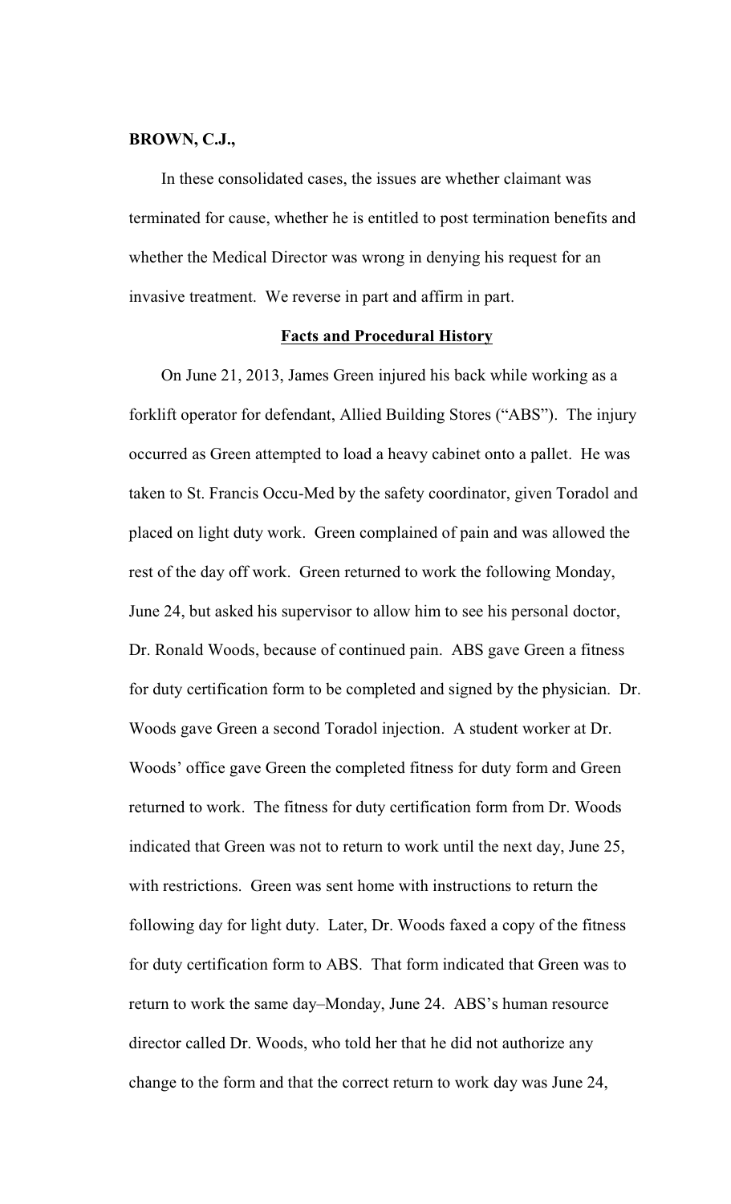**BROWN, C.J.,**

In these consolidated cases, the issues are whether claimant was terminated for cause, whether he is entitled to post termination benefits and whether the Medical Director was wrong in denying his request for an invasive treatment. We reverse in part and affirm in part.

**<u>Facts and Procedural History</u>**

On June 21, 2013, James Green injured his back while working as a forklift operator for defendant, Allied Building Stores ("ABS"). The injury occurred as Green attempted to load a heavy cabinet onto a pallet. He was taken to St. Francis Occu-Med by the safety coordinator, given Toradol and placed on light duty work. Green complained of pain and was allowed the rest of the day off work. Green returned to work the following Monday, June 24, but asked his supervisor to allow him to see his personal doctor, Dr. Ronald Woods, because of continued pain. ABS gave Green a fitness for duty certification form to be completed and signed by the physician. Dr. Woods gave Green a second Toradol injection. A student worker at Dr. Woods' office gave Green the completed fitness for duty form and Green returned to work. The fitness for duty certification form from Dr. Woods indicated that Green was not to return to work until the next day, June 25, with restrictions. Green was sent home with instructions to return the following day for light duty. Later, Dr. Woods faxed a copy of the fitness for duty certification form to ABS. That form indicated that Green was to return to work the same day–Monday, June 24. ABS's human resource director called Dr. Woods, who told her that he did not authorize any change to the form and that the correct return to work day was June 24,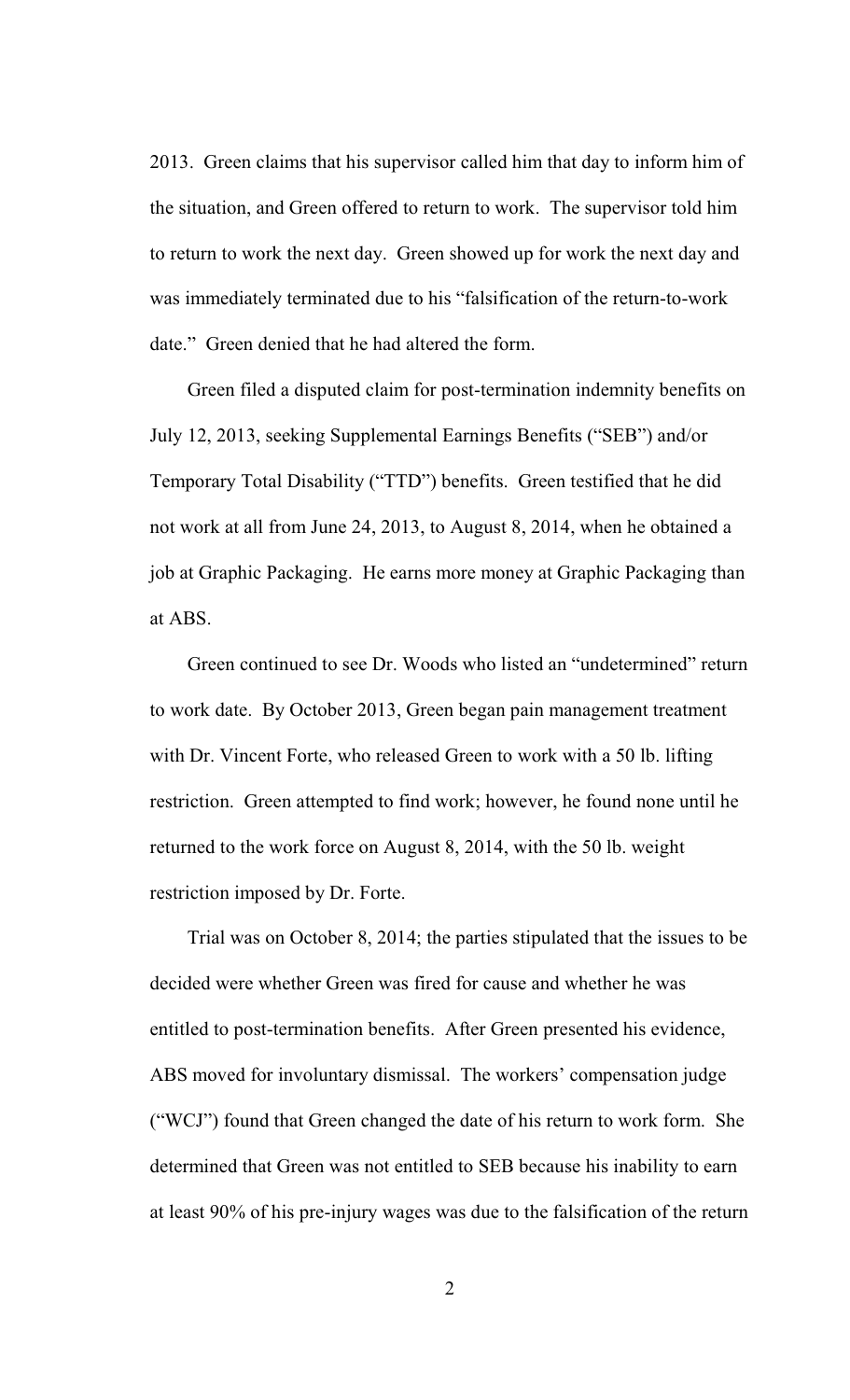2013. Green claims that his supervisor called him that day to inform him of the situation, and Green offered to return to work. The supervisor told him to return to work the next day. Green showed up for work the next day and was immediately terminated due to his "falsification of the return-to-work date." Green denied that he had altered the form.

Green filed a disputed claim for post-termination indemnity benefits on July 12, 2013, seeking Supplemental Earnings Benefits ("SEB") and/or Temporary Total Disability ("TTD") benefits. Green testified that he did not work at all from June 24, 2013, to August 8, 2014, when he obtained a job at Graphic Packaging. He earns more money at Graphic Packaging than at ABS.

Green continued to see Dr. Woods who listed an "undetermined" return to work date. By October 2013, Green began pain management treatment with Dr. Vincent Forte, who released Green to work with a 50 lb. lifting restriction. Green attempted to find work; however, he found none until he returned to the work force on August 8, 2014, with the 50 lb. weight restriction imposed by Dr. Forte.

Trial was on October 8, 2014; the parties stipulated that the issues to be decided were whether Green was fired for cause and whether he was entitled to post-termination benefits. After Green presented his evidence, ABS moved for involuntary dismissal. The workers' compensation judge ("WCJ") found that Green changed the date of his return to work form. She determined that Green was not entitled to SEB because his inability to earn at least 90% of his pre-injury wages was due to the falsification of the return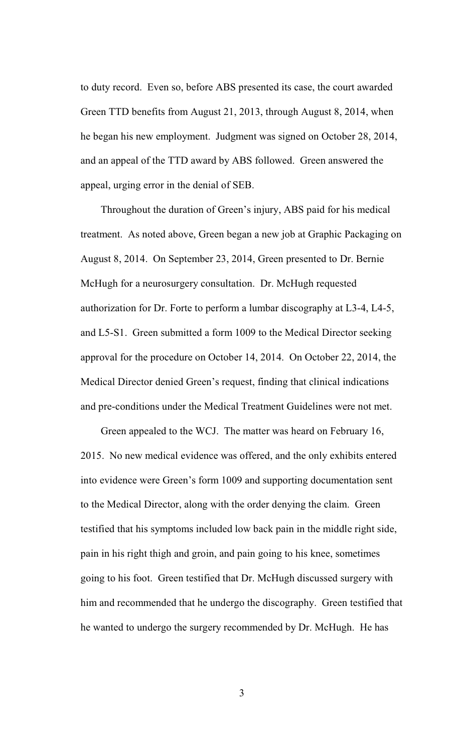to duty record. Even so, before ABS presented its case, the court awarded Green TTD benefits from August 21, 2013, through August 8, 2014, when he began his new employment. Judgment was signed on October 28, 2014, and an appeal of the TTD award by ABS followed. Green answered the appeal, urging error in the denial of SEB.

Throughout the duration of Green's injury, ABS paid for his medical treatment. As noted above, Green began a new job at Graphic Packaging on August 8, 2014. On September 23, 2014, Green presented to Dr. Bernie McHugh for a neurosurgery consultation. Dr. McHugh requested authorization for Dr. Forte to perform a lumbar discography at L3-4, L4-5, and L5-S1. Green submitted a form 1009 to the Medical Director seeking approval for the procedure on October 14, 2014. On October 22, 2014, the Medical Director denied Green's request, finding that clinical indications and pre-conditions under the Medical Treatment Guidelines were not met.

Green appealed to the WCJ. The matter was heard on February 16, 2015. No new medical evidence was offered, and the only exhibits entered into evidence were Green's form 1009 and supporting documentation sent to the Medical Director, along with the order denying the claim. Green testified that his symptoms included low back pain in the middle right side, pain in his right thigh and groin, and pain going to his knee, sometimes going to his foot. Green testified that Dr. McHugh discussed surgery with him and recommended that he undergo the discography. Green testified that he wanted to undergo the surgery recommended by Dr. McHugh. He has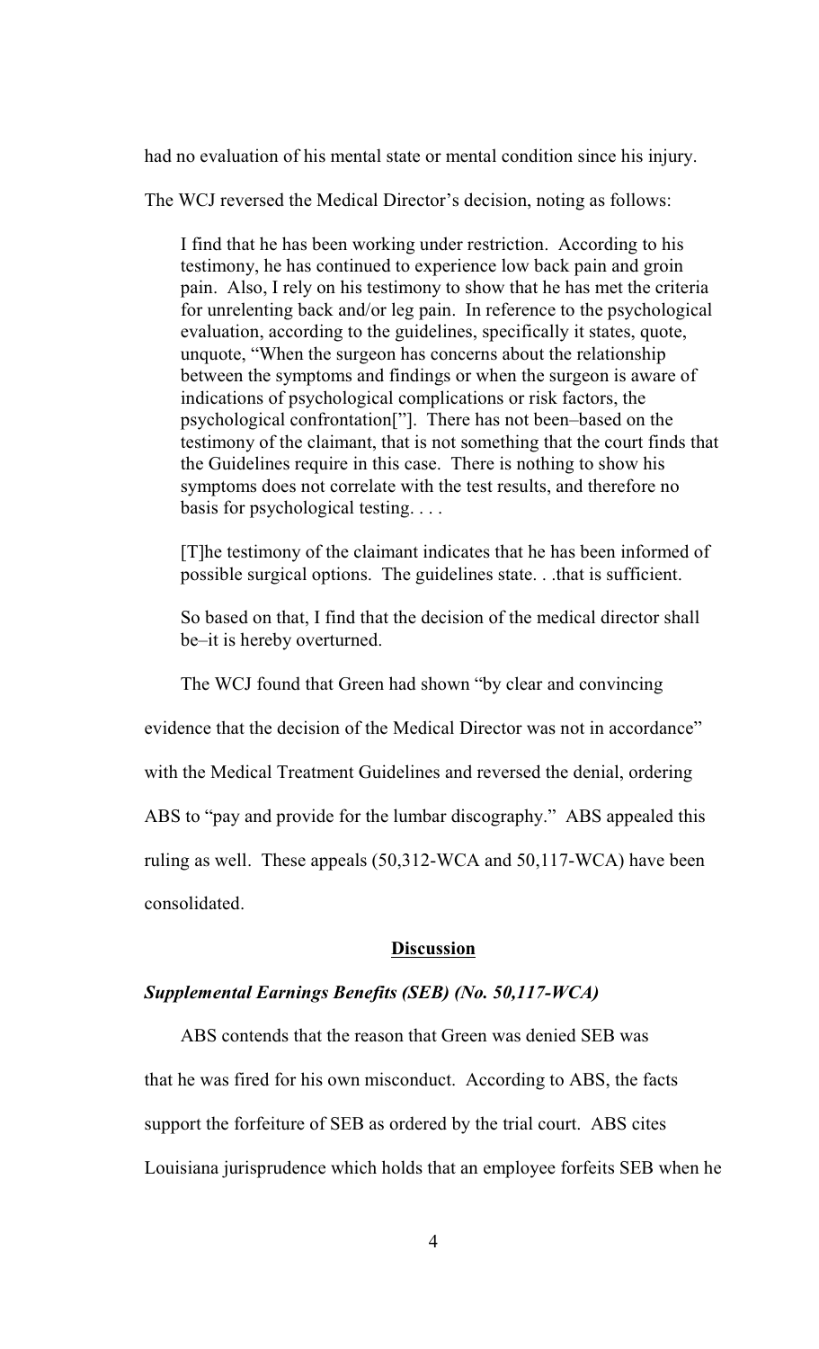had no evaluation of his mental state or mental condition since his injury.

The WCJ reversed the Medical Director's decision, noting as follows:

> I find that he has been working under restriction. According to his testimony, he has continued to experience low back pain and groin pain. Also, I rely on his testimony to show that he has met the criteria for unrelenting back and/or leg pain. In reference to the psychological evaluation, according to the guidelines, specifically it states, quote, unquote, "When the surgeon has concerns about the relationship between the symptoms and findings or when the surgeon is aware of indications of psychological complications or risk factors, the psychological confrontation["]. There has not been–based on the testimony of the claimant, that is not something that the court finds that the Guidelines require in this case. There is nothing to show his symptoms does not correlate with the test results, and therefore no basis for psychological testing. . . .
>
> [T]he testimony of the claimant indicates that he has been informed of possible surgical options. The guidelines state. . .that is sufficient.
>
> So based on that, I find that the decision of the medical director shall be–it is hereby overturned.

The WCJ found that Green had shown "by clear and convincing evidence that the decision of the Medical Director was not in accordance" with the Medical Treatment Guidelines and reversed the denial, ordering ABS to "pay and provide for the lumbar discography." ABS appealed this ruling as well. These appeals (50,312-WCA and 50,117-WCA) have been consolidated.

## Discussion

### *Supplemental Earnings Benefits (SEB) (No. 50,117-WCA)*

ABS contends that the reason that Green was denied SEB was that he was fired for his own misconduct. According to ABS, the facts support the forfeiture of SEB as ordered by the trial court. ABS cites Louisiana jurisprudence which holds that an employee forfeits SEB when he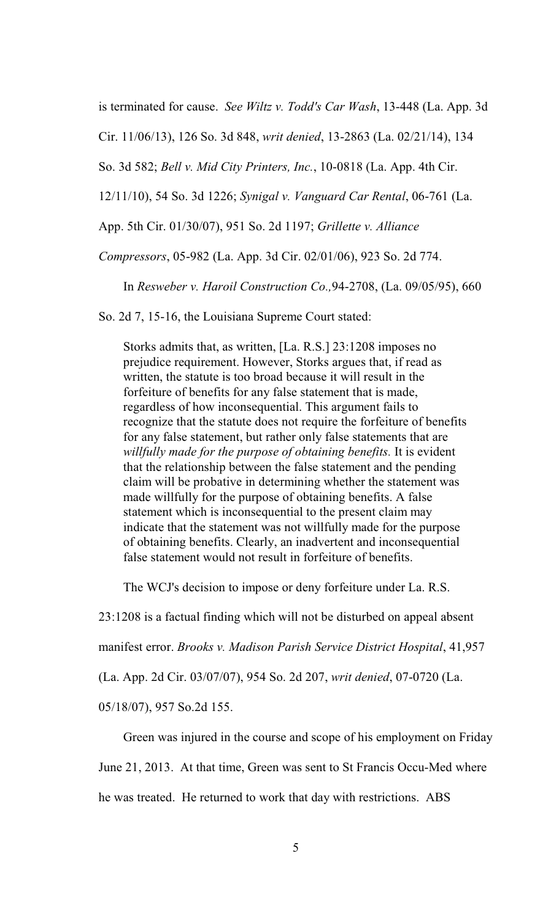is terminated for cause. *See Wiltz v. Todd's Car Wash*, 13-448 (La. App. 3d Cir. 11/06/13), 126 So. 3d 848, *writ denied*, 13-2863 (La. 02/21/14), 134 So. 3d 582; *Bell v. Mid City Printers, Inc.*, 10-0818 (La. App. 4th Cir. 12/11/10), 54 So. 3d 1226; *Synigal v. Vanguard Car Rental*, 06-761 (La. App. 5th Cir. 01/30/07), 951 So. 2d 1197; *Grillette v. Alliance Compressors*, 05-982 (La. App. 3d Cir. 02/01/06), 923 So. 2d 774.

In *Resweber v. Haroil Construction Co.,*94-2708, (La. 09/05/95), 660 So. 2d 7, 15-16, the Louisiana Supreme Court stated:

> Storks admits that, as written, [La. R.S.] 23:1208 imposes no prejudice requirement. However, Storks argues that, if read as written, the statute is too broad because it will result in the forfeiture of benefits for any false statement that is made, regardless of how inconsequential. This argument fails to recognize that the statute does not require the forfeiture of benefits for any false statement, but rather only false statements that are *willfully made for the purpose of obtaining benefits.* It is evident that the relationship between the false statement and the pending claim will be probative in determining whether the statement was made willfully for the purpose of obtaining benefits. A false statement which is inconsequential to the present claim may indicate that the statement was not willfully made for the purpose of obtaining benefits. Clearly, an inadvertent and inconsequential false statement would not result in forfeiture of benefits.

The WCJ's decision to impose or deny forfeiture under La. R.S. 23:1208 is a factual finding which will not be disturbed on appeal absent manifest error. *Brooks v. Madison Parish Service District Hospital*, 41,957 (La. App. 2d Cir. 03/07/07), 954 So. 2d 207, *writ denied*, 07-0720 (La. 05/18/07), 957 So.2d 155.

Green was injured in the course and scope of his employment on Friday June 21, 2013. At that time, Green was sent to St Francis Occu-Med where he was treated. He returned to work that day with restrictions. ABS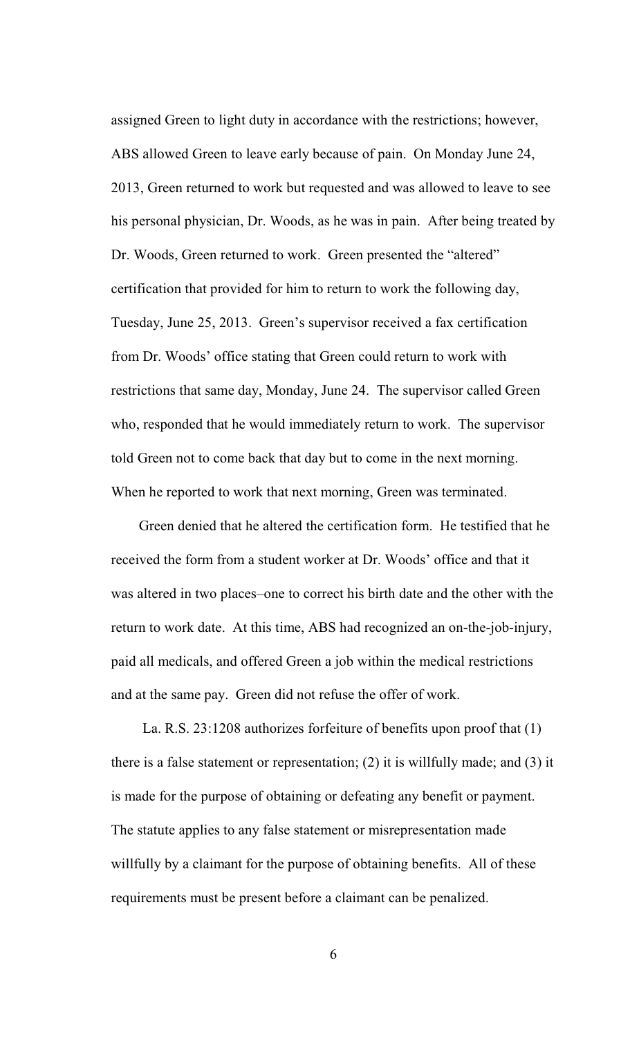assigned Green to light duty in accordance with the restrictions; however, ABS allowed Green to leave early because of pain. On Monday June 24, 2013, Green returned to work but requested and was allowed to leave to see his personal physician, Dr. Woods, as he was in pain. After being treated by Dr. Woods, Green returned to work. Green presented the "altered" certification that provided for him to return to work the following day, Tuesday, June 25, 2013. Green's supervisor received a fax certification from Dr. Woods' office stating that Green could return to work with restrictions that same day, Monday, June 24. The supervisor called Green who, responded that he would immediately return to work. The supervisor told Green not to come back that day but to come in the next morning. When he reported to work that next morning, Green was terminated.

Green denied that he altered the certification form. He testified that he received the form from a student worker at Dr. Woods' office and that it was altered in two places–one to correct his birth date and the other with the return to work date. At this time, ABS had recognized an on-the-job-injury, paid all medicals, and offered Green a job within the medical restrictions and at the same pay. Green did not refuse the offer of work.

La. R.S. 23:1208 authorizes forfeiture of benefits upon proof that (1) there is a false statement or representation; (2) it is willfully made; and (3) it is made for the purpose of obtaining or defeating any benefit or payment. The statute applies to any false statement or misrepresentation made willfully by a claimant for the purpose of obtaining benefits. All of these requirements must be present before a claimant can be penalized.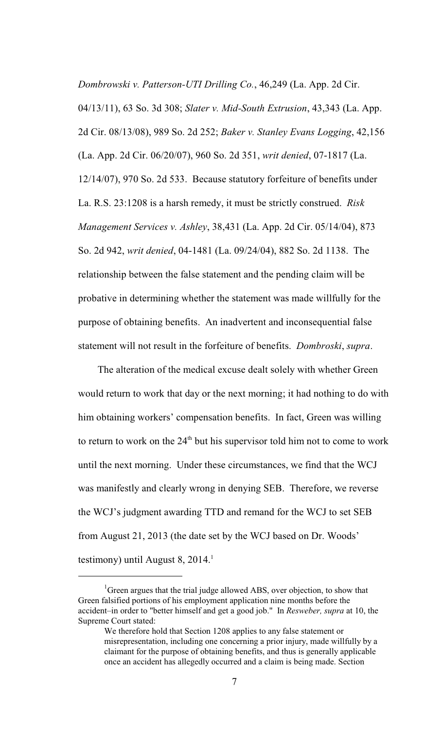*Dombrowski v. Patterson-UTI Drilling Co.*, 46,249 (La. App. 2d Cir. 04/13/11), 63 So. 3d 308; *Slater v. Mid-South Extrusion*, 43,343 (La. App. 2d Cir. 08/13/08), 989 So. 2d 252; *Baker v. Stanley Evans Logging*, 42,156 (La. App. 2d Cir. 06/20/07), 960 So. 2d 351, *writ denied*, 07-1817 (La. 12/14/07), 970 So. 2d 533. Because statutory forfeiture of benefits under La. R.S. 23:1208 is a harsh remedy, it must be strictly construed. *Risk Management Services v. Ashley*, 38,431 (La. App. 2d Cir. 05/14/04), 873 So. 2d 942, *writ denied*, 04-1481 (La. 09/24/04), 882 So. 2d 1138. The relationship between the false statement and the pending claim will be probative in determining whether the statement was made willfully for the purpose of obtaining benefits. An inadvertent and inconsequential false statement will not result in the forfeiture of benefits. *Dombroski*, *supra*.

The alteration of the medical excuse dealt solely with whether Green would return to work that day or the next morning; it had nothing to do with him obtaining workers' compensation benefits. In fact, Green was willing to return to work on the 24th but his supervisor told him not to come to work until the next morning. Under these circumstances, we find that the WCJ was manifestly and clearly wrong in denying SEB. Therefore, we reverse the WCJ's judgment awarding TTD and remand for the WCJ to set SEB from August 21, 2013 (the date set by the WCJ based on Dr. Woods' testimony) until August 8, 2014.[1]

---

[1] Green argues that the trial judge allowed ABS, over objection, to show that Green falsified portions of his employment application nine months before the accident–in order to "better himself and get a good job." In *Resweber, supra* at 10, the Supreme Court stated:

> We therefore hold that Section 1208 applies to any false statement or misrepresentation, including one concerning a prior injury, made willfully by a claimant for the purpose of obtaining benefits, and thus is generally applicable once an accident has allegedly occurred and a claim is being made. Section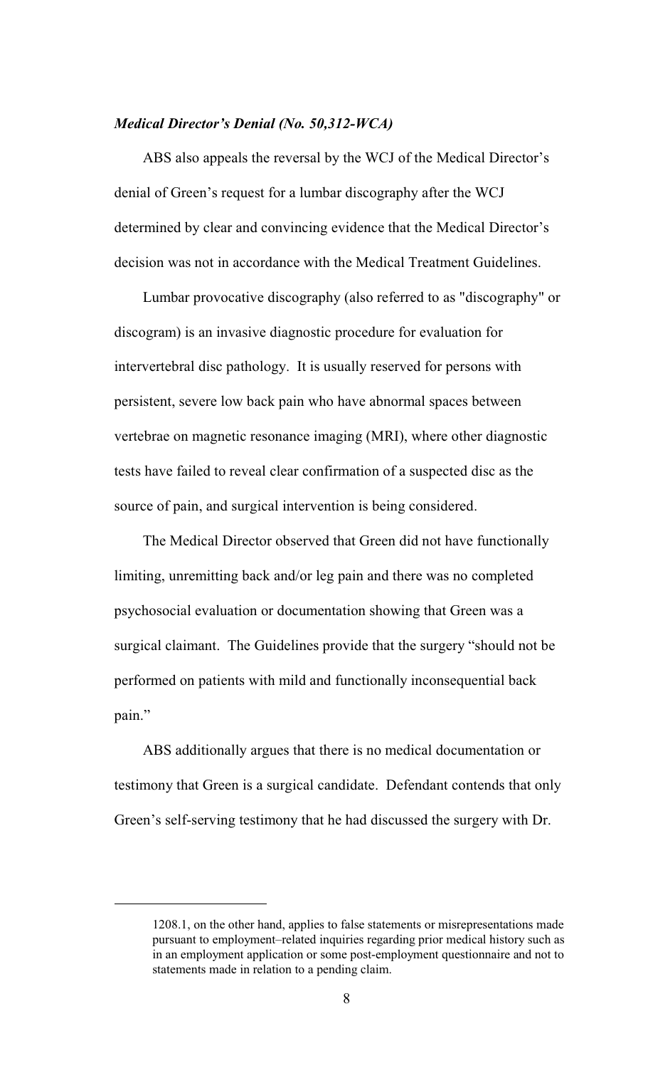***Medical Director's Denial (No. 50,312-WCA)***

ABS also appeals the reversal by the WCJ of the Medical Director's denial of Green's request for a lumbar discography after the WCJ determined by clear and convincing evidence that the Medical Director's decision was not in accordance with the Medical Treatment Guidelines.

Lumbar provocative discography (also referred to as "discography" or discogram) is an invasive diagnostic procedure for evaluation for intervertebral disc pathology. It is usually reserved for persons with persistent, severe low back pain who have abnormal spaces between vertebrae on magnetic resonance imaging (MRI), where other diagnostic tests have failed to reveal clear confirmation of a suspected disc as the source of pain, and surgical intervention is being considered.

The Medical Director observed that Green did not have functionally limiting, unremitting back and/or leg pain and there was no completed psychosocial evaluation or documentation showing that Green was a surgical claimant. The Guidelines provide that the surgery "should not be performed on patients with mild and functionally inconsequential back pain."

ABS additionally argues that there is no medical documentation or testimony that Green is a surgical candidate. Defendant contends that only Green's self-serving testimony that he had discussed the surgery with Dr.

---

1208.1, on the other hand, applies to false statements or misrepresentations made pursuant to employment–related inquiries regarding prior medical history such as in an employment application or some post-employment questionnaire and not to statements made in relation to a pending claim.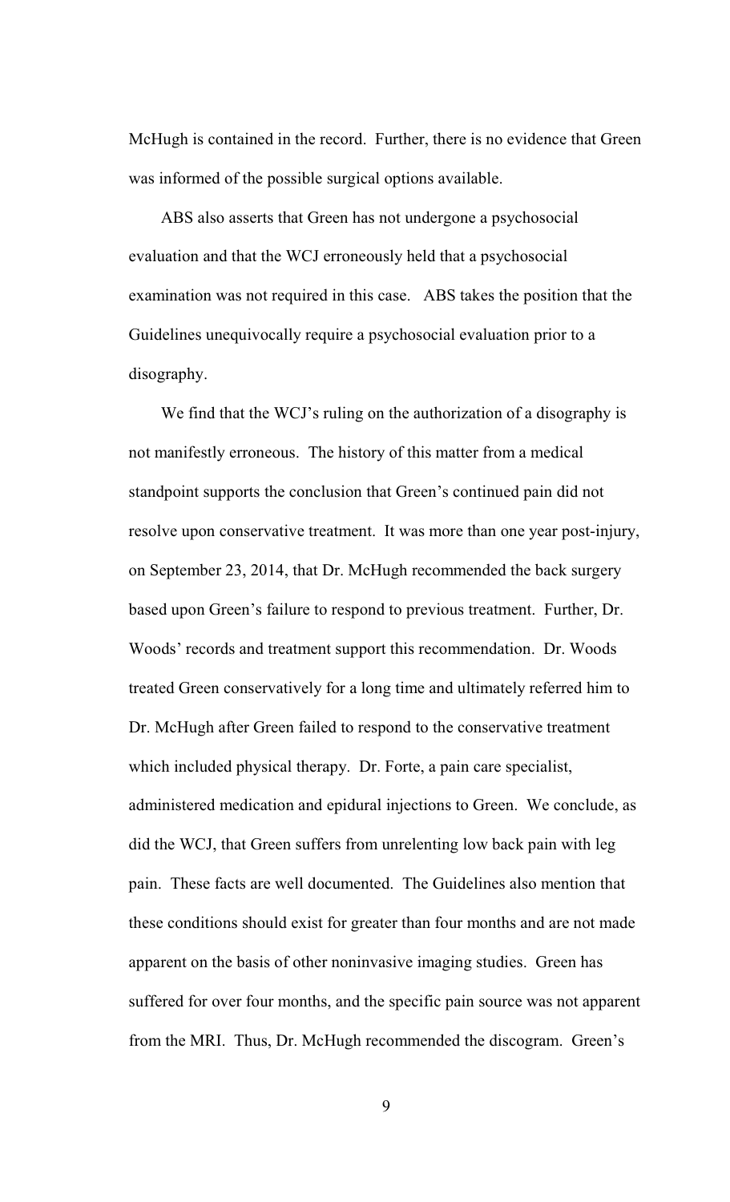McHugh is contained in the record. Further, there is no evidence that Green was informed of the possible surgical options available.

ABS also asserts that Green has not undergone a psychosocial evaluation and that the WCJ erroneously held that a psychosocial examination was not required in this case. ABS takes the position that the Guidelines unequivocally require a psychosocial evaluation prior to a disography.

We find that the WCJ's ruling on the authorization of a disography is not manifestly erroneous. The history of this matter from a medical standpoint supports the conclusion that Green's continued pain did not resolve upon conservative treatment. It was more than one year post-injury, on September 23, 2014, that Dr. McHugh recommended the back surgery based upon Green's failure to respond to previous treatment. Further, Dr. Woods' records and treatment support this recommendation. Dr. Woods treated Green conservatively for a long time and ultimately referred him to Dr. McHugh after Green failed to respond to the conservative treatment which included physical therapy. Dr. Forte, a pain care specialist, administered medication and epidural injections to Green. We conclude, as did the WCJ, that Green suffers from unrelenting low back pain with leg pain. These facts are well documented. The Guidelines also mention that these conditions should exist for greater than four months and are not made apparent on the basis of other noninvasive imaging studies. Green has suffered for over four months, and the specific pain source was not apparent from the MRI. Thus, Dr. McHugh recommended the discogram. Green's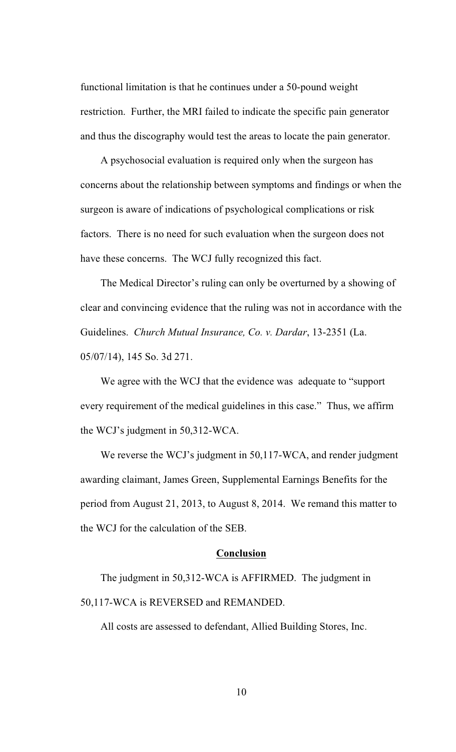functional limitation is that he continues under a 50-pound weight restriction. Further, the MRI failed to indicate the specific pain generator and thus the discography would test the areas to locate the pain generator.

A psychosocial evaluation is required only when the surgeon has concerns about the relationship between symptoms and findings or when the surgeon is aware of indications of psychological complications or risk factors. There is no need for such evaluation when the surgeon does not have these concerns. The WCJ fully recognized this fact.

The Medical Director's ruling can only be overturned by a showing of clear and convincing evidence that the ruling was not in accordance with the Guidelines. *Church Mutual Insurance, Co. v. Dardar*, 13-2351 (La. 05/07/14), 145 So. 3d 271.

We agree with the WCJ that the evidence was adequate to "support every requirement of the medical guidelines in this case." Thus, we affirm the WCJ's judgment in 50,312-WCA.

We reverse the WCJ's judgment in 50,117-WCA, and render judgment awarding claimant, James Green, Supplemental Earnings Benefits for the period from August 21, 2013, to August 8, 2014. We remand this matter to the WCJ for the calculation of the SEB.

## **Conclusion**

The judgment in 50,312-WCA is AFFIRMED. The judgment in 50,117-WCA is REVERSED and REMANDED.

All costs are assessed to defendant, Allied Building Stores, Inc.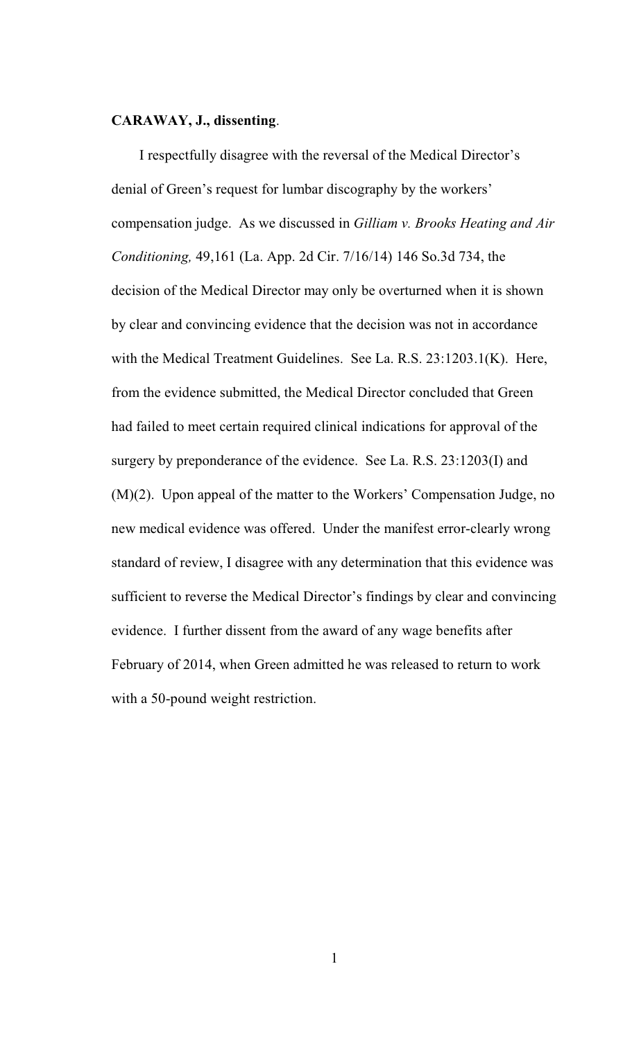**CARAWAY, J., dissenting**.

I respectfully disagree with the reversal of the Medical Director's denial of Green's request for lumbar discography by the workers' compensation judge. As we discussed in *Gilliam v. Brooks Heating and Air Conditioning,* 49,161 (La. App. 2d Cir. 7/16/14) 146 So.3d 734, the decision of the Medical Director may only be overturned when it is shown by clear and convincing evidence that the decision was not in accordance with the Medical Treatment Guidelines. See La. R.S. 23:1203.1(K). Here, from the evidence submitted, the Medical Director concluded that Green had failed to meet certain required clinical indications for approval of the surgery by preponderance of the evidence. See La. R.S. 23:1203(I) and (M)(2). Upon appeal of the matter to the Workers' Compensation Judge, no new medical evidence was offered. Under the manifest error-clearly wrong standard of review, I disagree with any determination that this evidence was sufficient to reverse the Medical Director's findings by clear and convincing evidence. I further dissent from the award of any wage benefits after February of 2014, when Green admitted he was released to return to work with a 50-pound weight restriction.